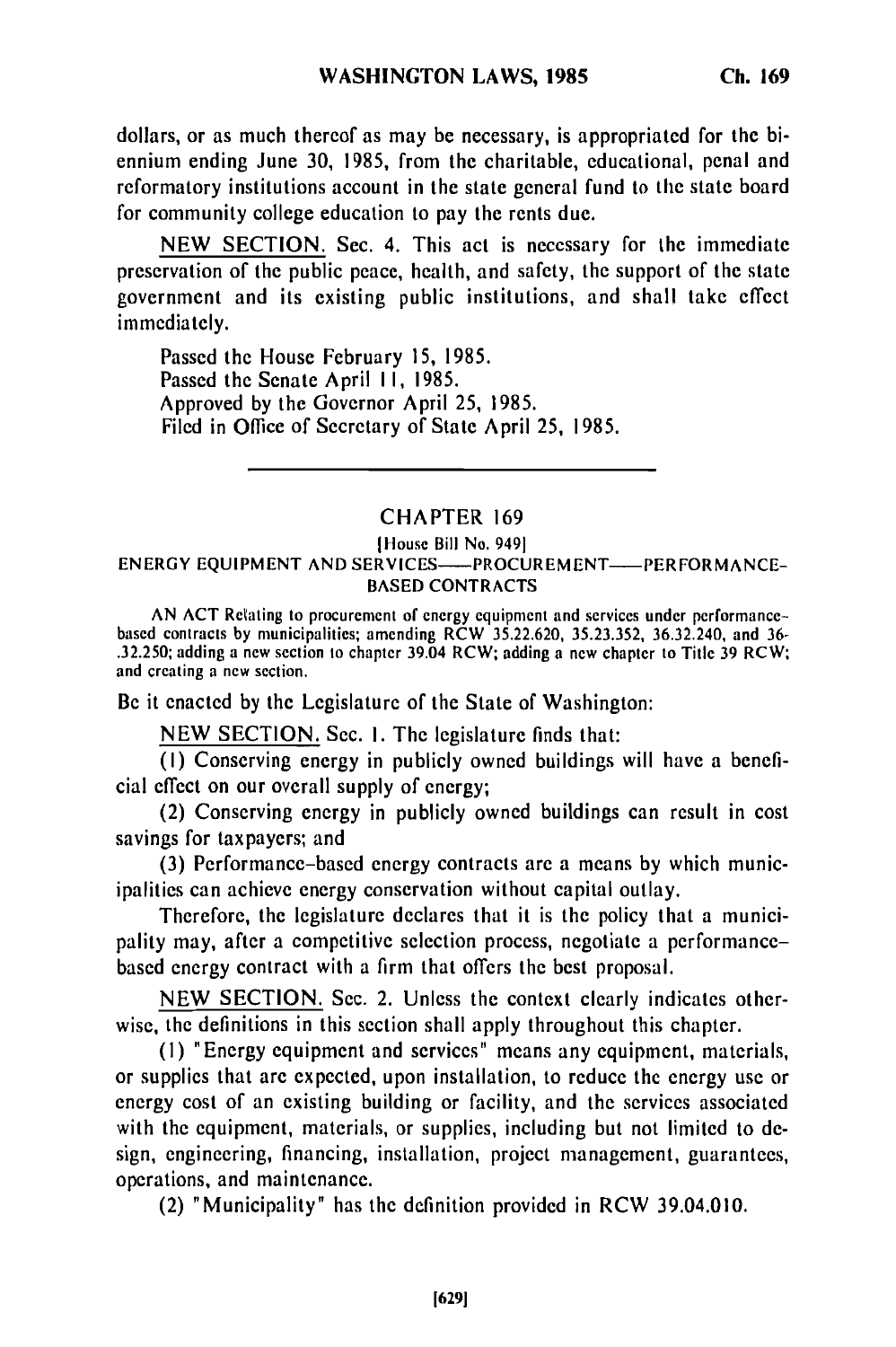dollars, or as much thereof as may be necessary, is appropriated for the biennium ending June 30, 1985, from the charitable, educational, penal and reformatory institutions account in the state general fund to the state board for community college education to pay the rents due.

NEW SECTION. Sec. 4. This act is necessary for the immediate preservation of the public peace, health, and safety, the support of the state government and its existing public institutions, and shall take effect immediately.

Passed the House February 15, 1985.
Passed the Senate April 11, 1985.
Approved by the Governor April 25, 1985.
Filed in Office of Secretary of State April 25, 1985.

---

## CHAPTER 169

[House Bill No. 949]

### ENERGY EQUIPMENT AND SERVICES——PROCUREMENT——PERFORMANCE-BASED CONTRACTS

AN ACT Relating to procurement of energy equipment and services under performance-based contracts by municipalities; amending RCW 35.22.620, 35.23.352, 36.32.240, and 36-.32.250; adding a new section to chapter 39.04 RCW; adding a new chapter to Title 39 RCW; and creating a new section.

Be it enacted by the Legislature of the State of Washington:

NEW SECTION. Sec. 1. The legislature finds that:

(1) Conserving energy in publicly owned buildings will have a beneficial effect on our overall supply of energy;

(2) Conserving energy in publicly owned buildings can result in cost savings for taxpayers; and

(3) Performance-based energy contracts are a means by which municipalities can achieve energy conservation without capital outlay.

Therefore, the legislature declares that it is the policy that a municipality may, after a competitive selection process, negotiate a performance-based energy contract with a firm that offers the best proposal.

NEW SECTION. Sec. 2. Unless the context clearly indicates otherwise, the definitions in this section shall apply throughout this chapter.

(1) "Energy equipment and services" means any equipment, materials, or supplies that are expected, upon installation, to reduce the energy use or energy cost of an existing building or facility, and the services associated with the equipment, materials, or supplies, including but not limited to design, engineering, financing, installation, project management, guarantees, operations, and maintenance.

(2) "Municipality" has the definition provided in RCW 39.04.010.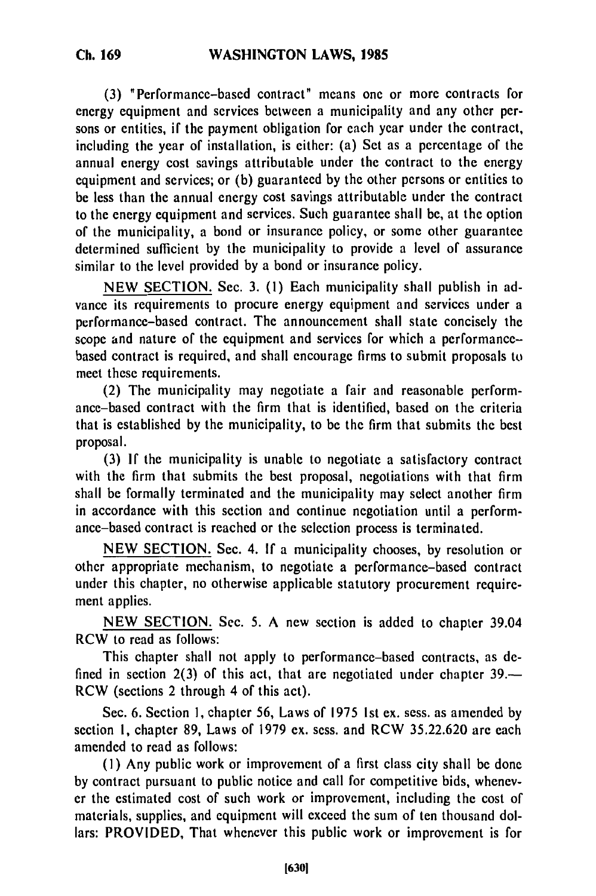(3) "Performance-based contract" means one or more contracts for energy equipment and services between a municipality and any other persons or entities, if the payment obligation for each year under the contract, including the year of installation, is either: (a) Set as a percentage of the annual energy cost savings attributable under the contract to the energy equipment and services; or (b) guaranteed by the other persons or entities to be less than the annual energy cost savings attributable under the contract to the energy equipment and services. Such guarantee shall be, at the option of the municipality, a bond or insurance policy, or some other guarantee determined sufficient by the municipality to provide a level of assurance similar to the level provided by a bond or insurance policy.

NEW SECTION. Sec. 3. (1) Each municipality shall publish in advance its requirements to procure energy equipment and services under a performance-based contract. The announcement shall state concisely the scope and nature of the equipment and services for which a performance-based contract is required, and shall encourage firms to submit proposals to meet these requirements.

(2) The municipality may negotiate a fair and reasonable performance-based contract with the firm that is identified, based on the criteria that is established by the municipality, to be the firm that submits the best proposal.

(3) If the municipality is unable to negotiate a satisfactory contract with the firm that submits the best proposal, negotiations with that firm shall be formally terminated and the municipality may select another firm in accordance with this section and continue negotiation until a performance-based contract is reached or the selection process is terminated.

NEW SECTION. Sec. 4. If a municipality chooses, by resolution or other appropriate mechanism, to negotiate a performance-based contract under this chapter, no otherwise applicable statutory procurement requirement applies.

NEW SECTION. Sec. 5. A new section is added to chapter 39.04 RCW to read as follows:

This chapter shall not apply to performance-based contracts, as defined in section 2(3) of this act, that are negotiated under chapter 39.— RCW (sections 2 through 4 of this act).

Sec. 6. Section 1, chapter 56, Laws of 1975 1st ex. sess. as amended by section 1, chapter 89, Laws of 1979 ex. sess. and RCW 35.22.620 are each amended to read as follows:

(1) Any public work or improvement of a first class city shall be done by contract pursuant to public notice and call for competitive bids, whenever the estimated cost of such work or improvement, including the cost of materials, supplies, and equipment will exceed the sum of ten thousand dollars: PROVIDED, That whenever this public work or improvement is for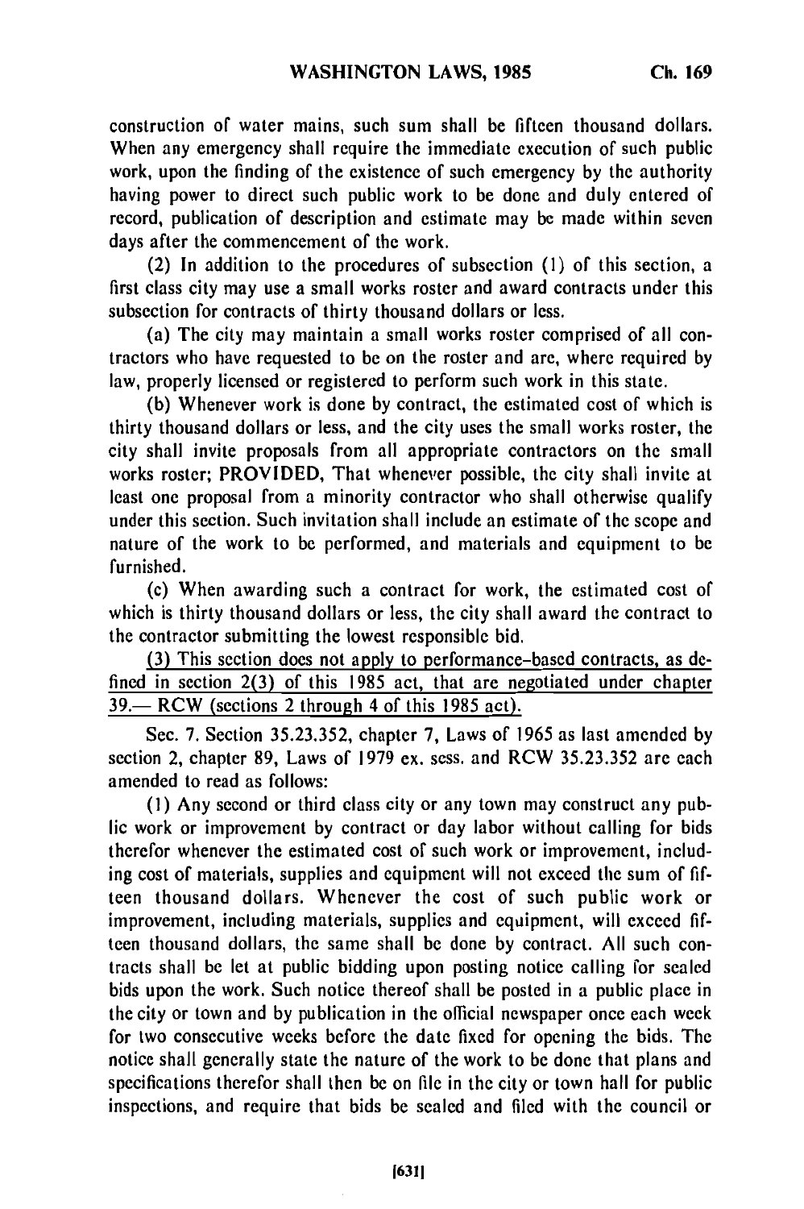construction of water mains, such sum shall be fifteen thousand dollars. When any emergency shall require the immediate execution of such public work, upon the finding of the existence of such emergency by the authority having power to direct such public work to be done and duly entered of record, publication of description and estimate may be made within seven days after the commencement of the work.

(2) In addition to the procedures of subsection (1) of this section, a first class city may use a small works roster and award contracts under this subsection for contracts of thirty thousand dollars or less.

(a) The city may maintain a small works roster comprised of all contractors who have requested to be on the roster and are, where required by law, properly licensed or registered to perform such work in this state.

(b) Whenever work is done by contract, the estimated cost of which is thirty thousand dollars or less, and the city uses the small works roster, the city shall invite proposals from all appropriate contractors on the small works roster; PROVIDED, That whenever possible, the city shall invite at least one proposal from a minority contractor who shall otherwise qualify under this section. Such invitation shall include an estimate of the scope and nature of the work to be performed, and materials and equipment to be furnished.

(c) When awarding such a contract for work, the estimated cost of which is thirty thousand dollars or less, the city shall award the contract to the contractor submitting the lowest responsible bid.

<u>(3) This section does not apply to performance-based contracts, as defined in section 2(3) of this 1985 act, that are negotiated under chapter 39.— RCW (sections 2 through 4 of this 1985 act).</u>

Sec. 7. Section 35.23.352, chapter 7, Laws of 1965 as last amended by section 2, chapter 89, Laws of 1979 ex. sess. and RCW 35.23.352 are each amended to read as follows:

(1) Any second or third class city or any town may construct any public work or improvement by contract or day labor without calling for bids therefor whenever the estimated cost of such work or improvement, including cost of materials, supplies and equipment will not exceed the sum of fifteen thousand dollars. Whenever the cost of such public work or improvement, including materials, supplies and equipment, will exceed fifteen thousand dollars, the same shall be done by contract. All such contracts shall be let at public bidding upon posting notice calling for sealed bids upon the work. Such notice thereof shall be posted in a public place in the city or town and by publication in the official newspaper once each week for two consecutive weeks before the date fixed for opening the bids. The notice shall generally state the nature of the work to be done that plans and specifications therefor shall then be on file in the city or town hall for public inspections, and require that bids be sealed and filed with the council or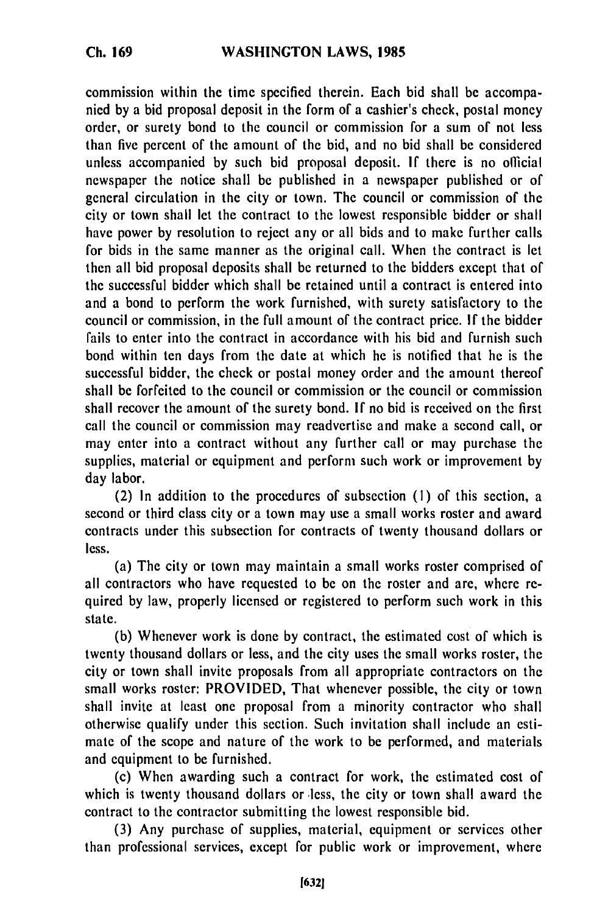commission within the time specified therein. Each bid shall be accompanied by a bid proposal deposit in the form of a cashier's check, postal money order, or surety bond to the council or commission for a sum of not less than five percent of the amount of the bid, and no bid shall be considered unless accompanied by such bid proposal deposit. If there is no official newspaper the notice shall be published in a newspaper published or of general circulation in the city or town. The council or commission of the city or town shall let the contract to the lowest responsible bidder or shall have power by resolution to reject any or all bids and to make further calls for bids in the same manner as the original call. When the contract is let then all bid proposal deposits shall be returned to the bidders except that of the successful bidder which shall be retained until a contract is entered into and a bond to perform the work furnished, with surety satisfactory to the council or commission, in the full amount of the contract price. If the bidder fails to enter into the contract in accordance with his bid and furnish such bond within ten days from the date at which he is notified that he is the successful bidder, the check or postal money order and the amount thereof shall be forfeited to the council or commission or the council or commission shall recover the amount of the surety bond. If no bid is received on the first call the council or commission may readvertise and make a second call, or may enter into a contract without any further call or may purchase the supplies, material or equipment and perform such work or improvement by day labor.

(2) In addition to the procedures of subsection (1) of this section, a second or third class city or a town may use a small works roster and award contracts under this subsection for contracts of twenty thousand dollars or less.

(a) The city or town may maintain a small works roster comprised of all contractors who have requested to be on the roster and are, where required by law, properly licensed or registered to perform such work in this state.

(b) Whenever work is done by contract, the estimated cost of which is twenty thousand dollars or less, and the city uses the small works roster, the city or town shall invite proposals from all appropriate contractors on the small works roster: PROVIDED, That whenever possible, the city or town shall invite at least one proposal from a minority contractor who shall otherwise qualify under this section. Such invitation shall include an estimate of the scope and nature of the work to be performed, and materials and equipment to be furnished.

(c) When awarding such a contract for work, the estimated cost of which is twenty thousand dollars or less, the city or town shall award the contract to the contractor submitting the lowest responsible bid.

(3) Any purchase of supplies, material, equipment or services other than professional services, except for public work or improvement, where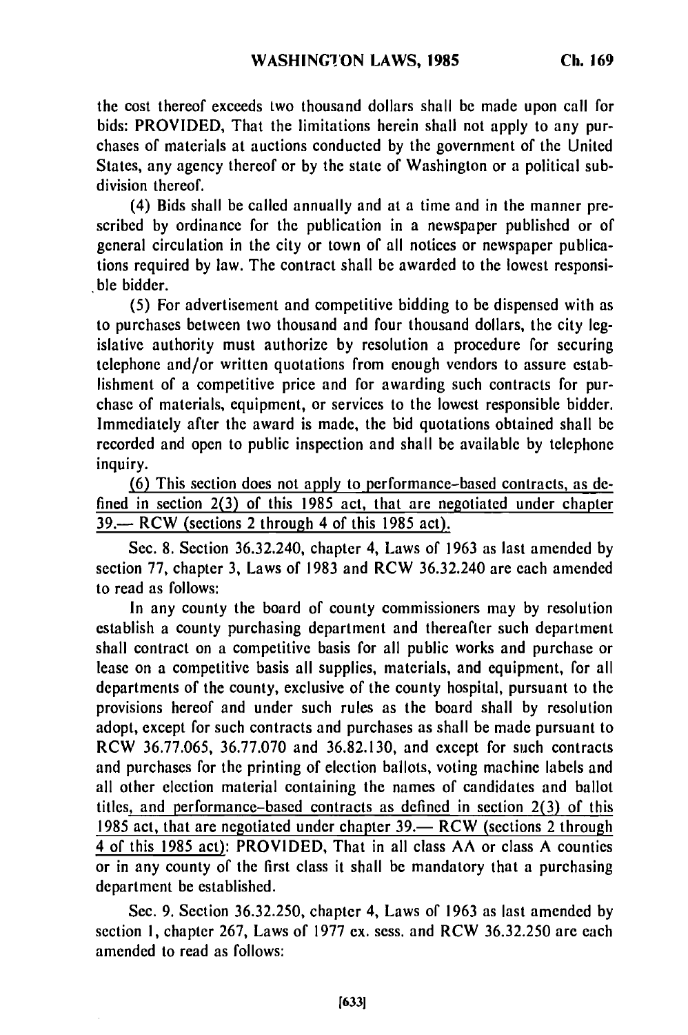the cost thereof exceeds two thousand dollars shall be made upon call for bids: PROVIDED, That the limitations herein shall not apply to any purchases of materials at auctions conducted by the government of the United States, any agency thereof or by the state of Washington or a political subdivision thereof.

(4) Bids shall be called annually and at a time and in the manner prescribed by ordinance for the publication in a newspaper published or of general circulation in the city or town of all notices or newspaper publications required by law. The contract shall be awarded to the lowest responsible bidder.

(5) For advertisement and competitive bidding to be dispensed with as to purchases between two thousand and four thousand dollars, the city legislative authority must authorize by resolution a procedure for securing telephone and/or written quotations from enough vendors to assure establishment of a competitive price and for awarding such contracts for purchase of materials, equipment, or services to the lowest responsible bidder. Immediately after the award is made, the bid quotations obtained shall be recorded and open to public inspection and shall be available by telephone inquiry.

<u>(6) This section does not apply to performance-based contracts, as defined in section 2(3) of this 1985 act, that are negotiated under chapter 39.— RCW (sections 2 through 4 of this 1985 act).</u>

Sec. 8. Section 36.32.240, chapter 4, Laws of 1963 as last amended by section 77, chapter 3, Laws of 1983 and RCW 36.32.240 are each amended to read as follows:

In any county the board of county commissioners may by resolution establish a county purchasing department and thereafter such department shall contract on a competitive basis for all public works and purchase or lease on a competitive basis all supplies, materials, and equipment, for all departments of the county, exclusive of the county hospital, pursuant to the provisions hereof and under such rules as the board shall by resolution adopt, except for such contracts and purchases as shall be made pursuant to RCW 36.77.065, 36.77.070 and 36.82.130, and except for such contracts and purchases for the printing of election ballots, voting machine labels and all other election material containing the names of candidates and ballot titles<u>, and performance-based contracts as defined in section 2(3) of this 1985 act, that are negotiated under chapter 39.— RCW (sections 2 through 4 of this 1985 act)</u>: PROVIDED, That in all class AA or class A counties or in any county of the first class it shall be mandatory that a purchasing department be established.

Sec. 9. Section 36.32.250, chapter 4, Laws of 1963 as last amended by section 1, chapter 267, Laws of 1977 ex. sess. and RCW 36.32.250 are each amended to read as follows: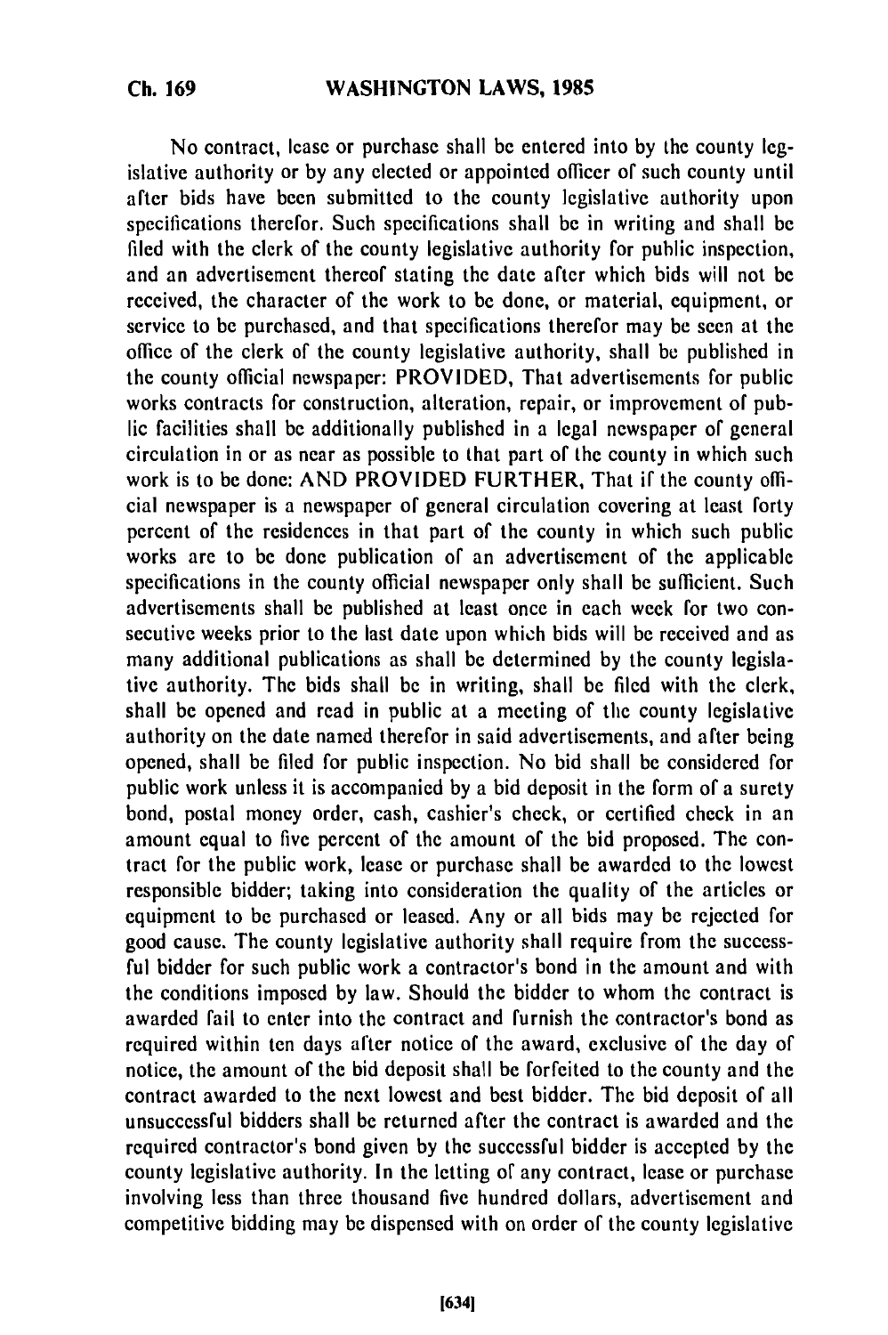No contract, lease or purchase shall be entered into by the county legislative authority or by any elected or appointed officer of such county until after bids have been submitted to the county legislative authority upon specifications therefor. Such specifications shall be in writing and shall be filed with the clerk of the county legislative authority for public inspection, and an advertisement thereof stating the date after which bids will not be received, the character of the work to be done, or material, equipment, or service to be purchased, and that specifications therefor may be seen at the office of the clerk of the county legislative authority, shall be published in the county official newspaper: PROVIDED, That advertisements for public works contracts for construction, alteration, repair, or improvement of public facilities shall be additionally published in a legal newspaper of general circulation in or as near as possible to that part of the county in which such work is to be done: AND PROVIDED FURTHER, That if the county official newspaper is a newspaper of general circulation covering at least forty percent of the residences in that part of the county in which such public works are to be done publication of an advertisement of the applicable specifications in the county official newspaper only shall be sufficient. Such advertisements shall be published at least once in each week for two consecutive weeks prior to the last date upon which bids will be received and as many additional publications as shall be determined by the county legislative authority. The bids shall be in writing, shall be filed with the clerk, shall be opened and read in public at a meeting of the county legislative authority on the date named therefor in said advertisements, and after being opened, shall be filed for public inspection. No bid shall be considered for public work unless it is accompanied by a bid deposit in the form of a surety bond, postal money order, cash, cashier's check, or certified check in an amount equal to five percent of the amount of the bid proposed. The contract for the public work, lease or purchase shall be awarded to the lowest responsible bidder; taking into consideration the quality of the articles or equipment to be purchased or leased. Any or all bids may be rejected for good cause. The county legislative authority shall require from the successful bidder for such public work a contractor's bond in the amount and with the conditions imposed by law. Should the bidder to whom the contract is awarded fail to enter into the contract and furnish the contractor's bond as required within ten days after notice of the award, exclusive of the day of notice, the amount of the bid deposit shall be forfeited to the county and the contract awarded to the next lowest and best bidder. The bid deposit of all unsuccessful bidders shall be returned after the contract is awarded and the required contractor's bond given by the successful bidder is accepted by the county legislative authority. In the letting of any contract, lease or purchase involving less than three thousand five hundred dollars, advertisement and competitive bidding may be dispensed with on order of the county legislative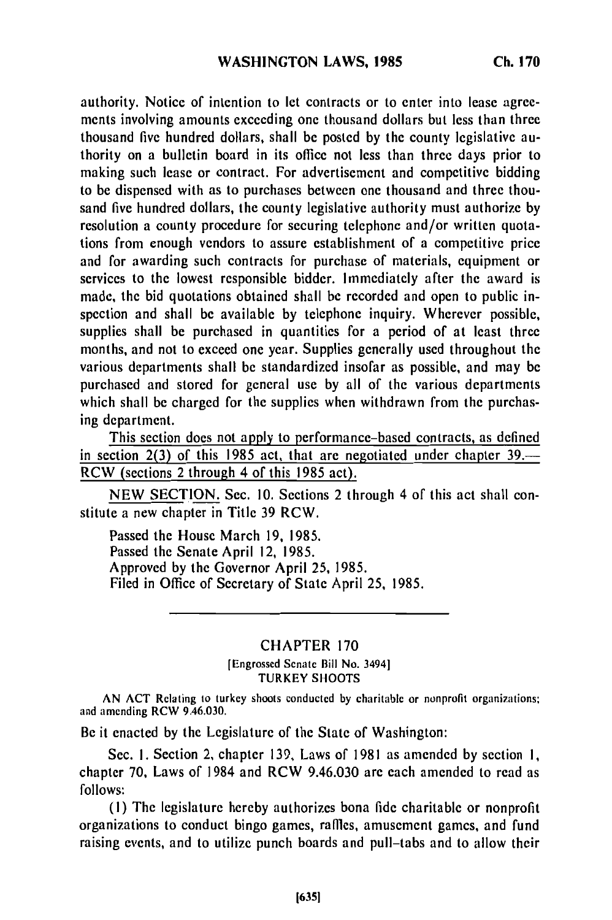authority. Notice of intention to let contracts or to enter into lease agreements involving amounts exceeding one thousand dollars but less than three thousand five hundred dollars, shall be posted by the county legislative authority on a bulletin board in its office not less than three days prior to making such lease or contract. For advertisement and competitive bidding to be dispensed with as to purchases between one thousand and three thousand five hundred dollars, the county legislative authority must authorize by resolution a county procedure for securing telephone and/or written quotations from enough vendors to assure establishment of a competitive price and for awarding such contracts for purchase of materials, equipment or services to the lowest responsible bidder. Immediately after the award is made, the bid quotations obtained shall be recorded and open to public inspection and shall be available by telephone inquiry. Wherever possible, supplies shall be purchased in quantities for a period of at least three months, and not to exceed one year. Supplies generally used throughout the various departments shall be standardized insofar as possible, and may be purchased and stored for general use by all of the various departments which shall be charged for the supplies when withdrawn from the purchasing department.

<u>This section does not apply to performance-based contracts, as defined in section 2(3) of this 1985 act, that are negotiated under chapter 39.— RCW (sections 2 through 4 of this 1985 act).</u>

<u>NEW SECTION.</u> Sec. 10. Sections 2 through 4 of this act shall constitute a new chapter in Title 39 RCW.

Passed the House March 19, 1985.
Passed the Senate April 12, 1985.
Approved by the Governor April 25, 1985.
Filed in Office of Secretary of State April 25, 1985.

---

## CHAPTER 170

[Engrossed Senate Bill No. 3494]
TURKEY SHOOTS

AN ACT Relating to turkey shoots conducted by charitable or nonprofit organizations; and amending RCW 9.46.030.

Be it enacted by the Legislature of the State of Washington:

Sec. 1. Section 2, chapter 139, Laws of 1981 as amended by section 1, chapter 70, Laws of 1984 and RCW 9.46.030 are each amended to read as follows:

(1) The legislature hereby authorizes bona fide charitable or nonprofit organizations to conduct bingo games, raffles, amusement games, and fund raising events, and to utilize punch boards and pull-tabs and to allow their